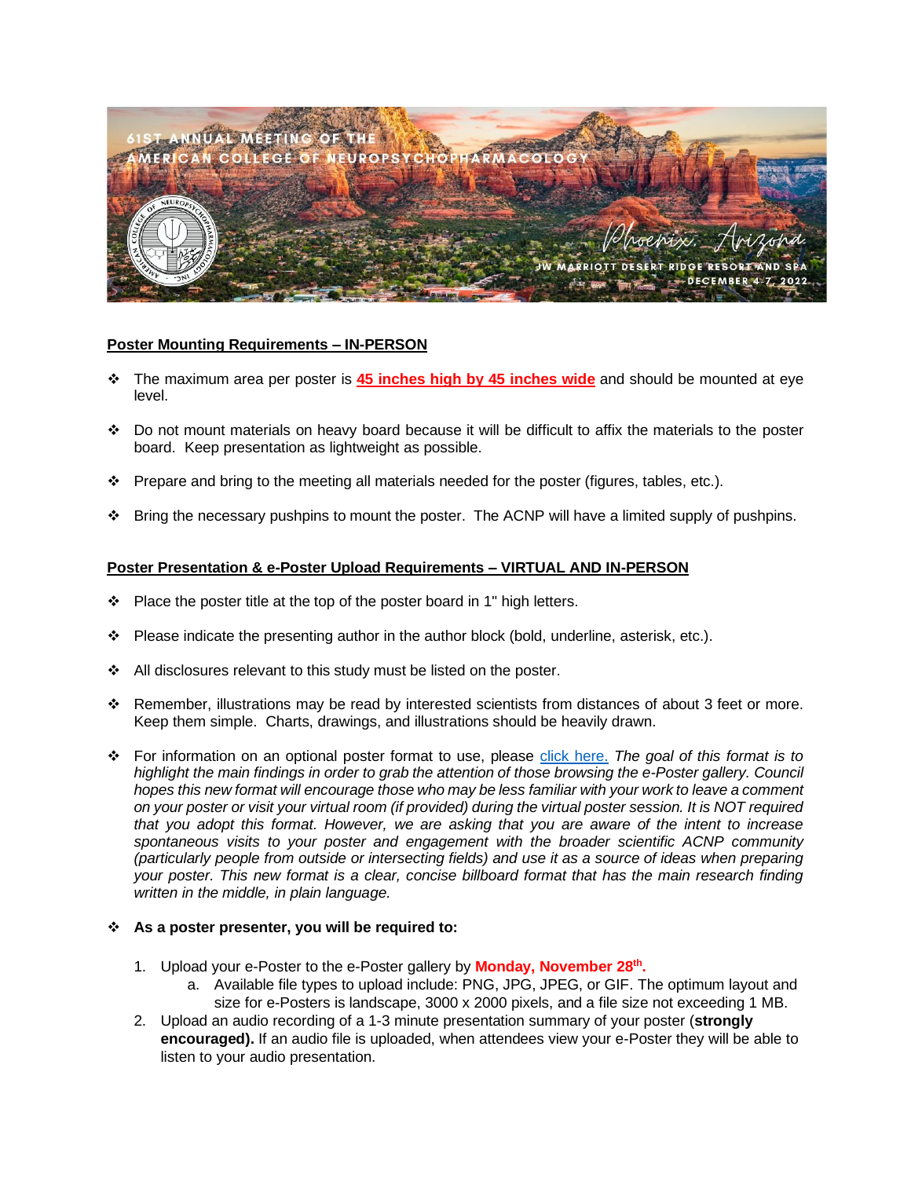61ST ANNUAL MEETING OF THE AMERICAN COLLEGE OF NEUROPSYCHOPHARMACOLOGY

Phoenix, Arizona

JW MARRIOTT DESERT RIDGE RESORT AND SPA

DECEMBER 4-7, 2022

## Poster Mounting Requirements – IN-PERSON

- The maximum area per poster is **45 inches high by 45 inches wide** and should be mounted at eye level.
- Do not mount materials on heavy board because it will be difficult to affix the materials to the poster board. Keep presentation as lightweight as possible.
- Prepare and bring to the meeting all materials needed for the poster (figures, tables, etc.).
- Bring the necessary pushpins to mount the poster. The ACNP will have a limited supply of pushpins.

## Poster Presentation & e-Poster Upload Requirements – VIRTUAL AND IN-PERSON

- Place the poster title at the top of the poster board in 1" high letters.
- Please indicate the presenting author in the author block (bold, underline, asterisk, etc.).
- All disclosures relevant to this study must be listed on the poster.
- Remember, illustrations may be read by interested scientists from distances of about 3 feet or more. Keep them simple. Charts, drawings, and illustrations should be heavily drawn.
- For information on an optional poster format to use, please click here. *The goal of this format is to highlight the main findings in order to grab the attention of those browsing the e-Poster gallery. Council hopes this new format will encourage those who may be less familiar with your work to leave a comment on your poster or visit your virtual room (if provided) during the virtual poster session. It is NOT required that you adopt this format. However, we are asking that you are aware of the intent to increase spontaneous visits to your poster and engagement with the broader scientific ACNP community (particularly people from outside or intersecting fields) and use it as a source of ideas when preparing your poster. This new format is a clear, concise billboard format that has the main research finding written in the middle, in plain language.*
- **As a poster presenter, you will be required to:**
  1. Upload your e-Poster to the e-Poster gallery by **Monday, November 28th.**
     a. Available file types to upload include: PNG, JPG, JPEG, or GIF. The optimum layout and size for e-Posters is landscape, 3000 x 2000 pixels, and a file size not exceeding 1 MB.
  2. Upload an audio recording of a 1-3 minute presentation summary of your poster (**strongly encouraged).** If an audio file is uploaded, when attendees view your e-Poster they will be able to listen to your audio presentation.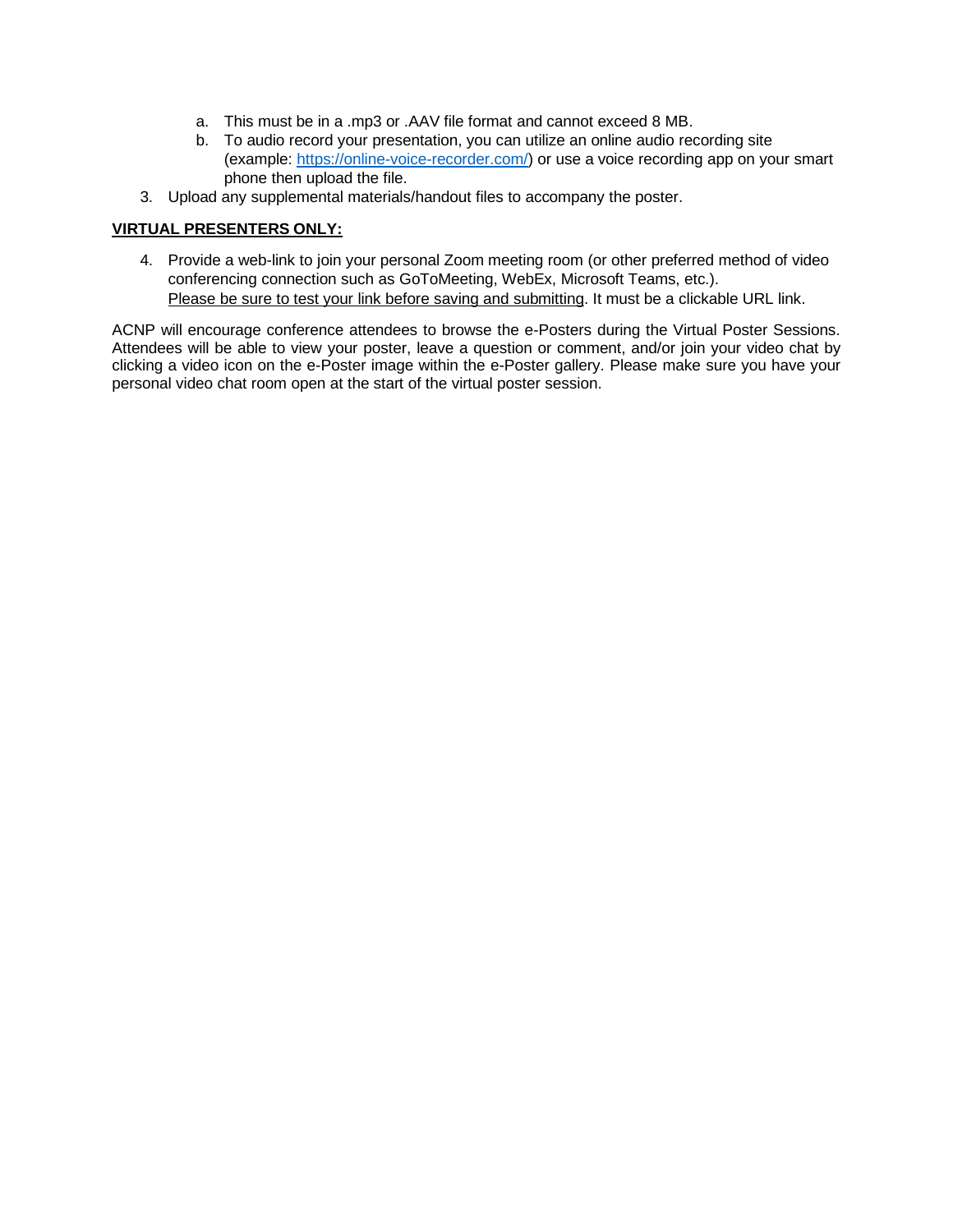a. This must be in a .mp3 or .AAV file format and cannot exceed 8 MB.
   b. To audio record your presentation, you can utilize an online audio recording site (example: [https://online-voice-recorder.com/](https://online-voice-recorder.com/)) or use a voice recording app on your smart phone then upload the file.

3. Upload any supplemental materials/handout files to accompany the poster.

**VIRTUAL PRESENTERS ONLY:**

4. Provide a web-link to join your personal Zoom meeting room (or other preferred method of video conferencing connection such as GoToMeeting, WebEx, Microsoft Teams, etc.).
   Please be sure to test your link before saving and submitting. It must be a clickable URL link.

ACNP will encourage conference attendees to browse the e-Posters during the Virtual Poster Sessions. Attendees will be able to view your poster, leave a question or comment, and/or join your video chat by clicking a video icon on the e-Poster image within the e-Poster gallery. Please make sure you have your personal video chat room open at the start of the virtual poster session.